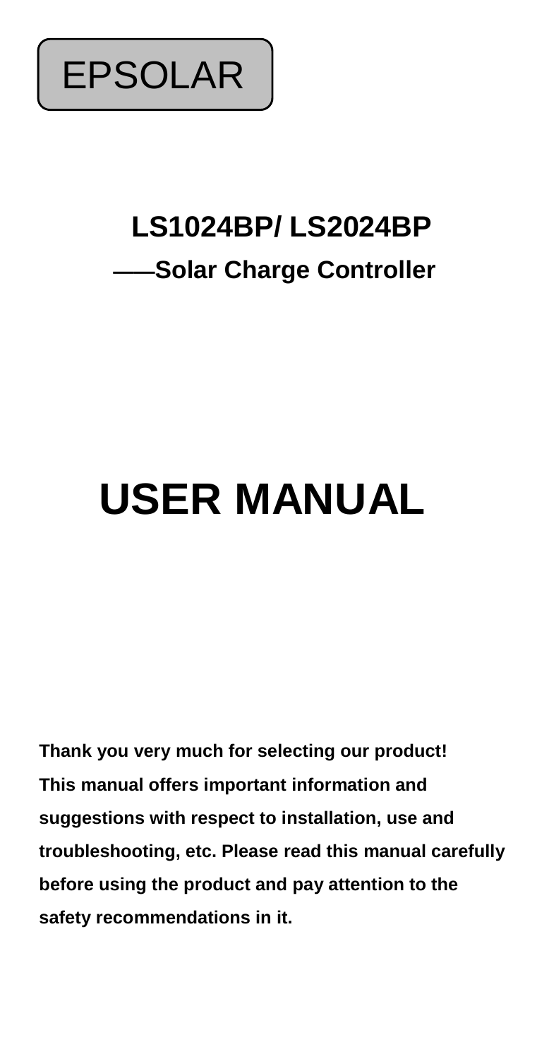EPSOLAR

# LS1024BP/ LS2024BP

## ——Solar Charge Controller

# USER MANUAL

**Thank you very much for selecting our product! This manual offers important information and suggestions with respect to installation, use and troubleshooting, etc. Please read this manual carefully before using the product and pay attention to the safety recommendations in it.**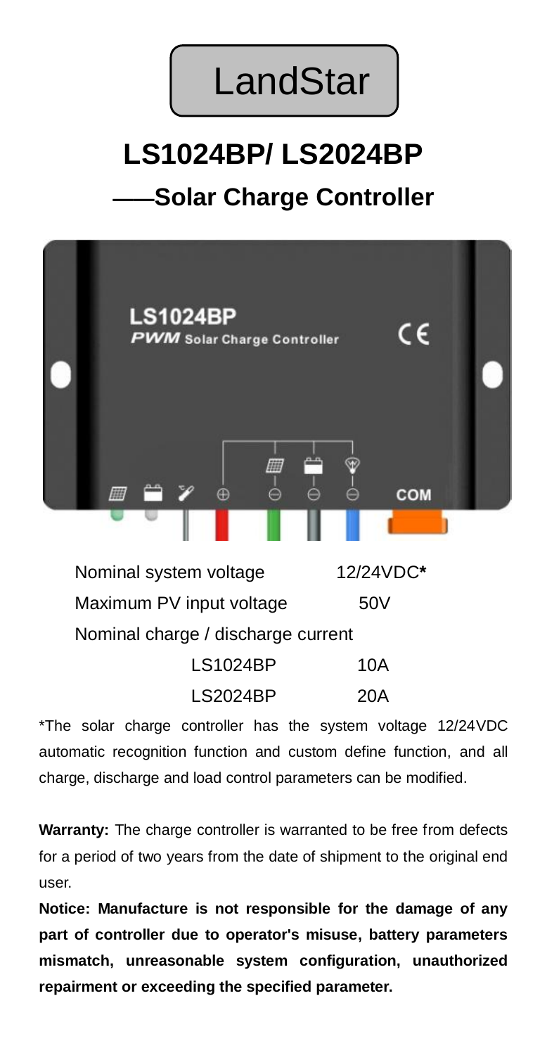# LandStar

## LS1024BP/ LS2024BP

## ——Solar Charge Controller

| Nominal system voltage | | 12/24VDC* |
| --- | --- | --- |
| Maximum PV input voltage | | 50V |
| Nominal charge / discharge current | | |
| | LS1024BP | 10A |
| | LS2024BP | 20A |

*The solar charge controller has the system voltage 12/24VDC automatic recognition function and custom define function, and all charge, discharge and load control parameters can be modified.

**Warranty:** The charge controller is warranted to be free from defects for a period of two years from the date of shipment to the original end user.

**Notice: Manufacture is not responsible for the damage of any part of controller due to operator's misuse, battery parameters mismatch, unreasonable system configuration, unauthorized repairment or exceeding the specified parameter.**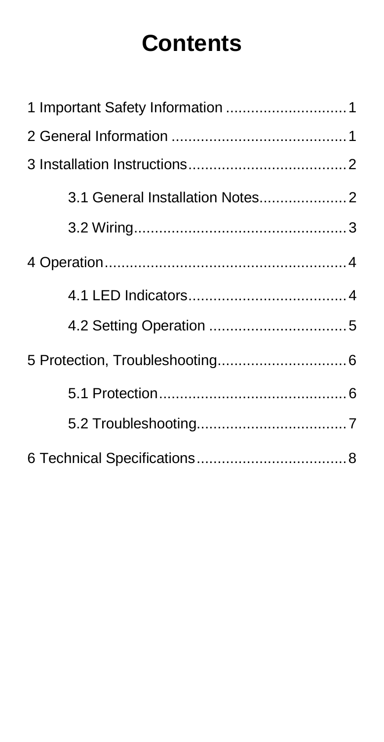# Contents

1 Important Safety Information ............................1

2 General Information ..........................................1

3 Installation Instructions......................................2

- 3.1 General Installation Notes....................2
- 3.2 Wiring..................................................3

4 Operation..........................................................4

- 4.1 LED Indicators.....................................4
- 4.2 Setting Operation ................................5

5 Protection, Troubleshooting..............................6

- 5.1 Protection............................................6
- 5.2 Troubleshooting...................................7

6 Technical Specifications...................................8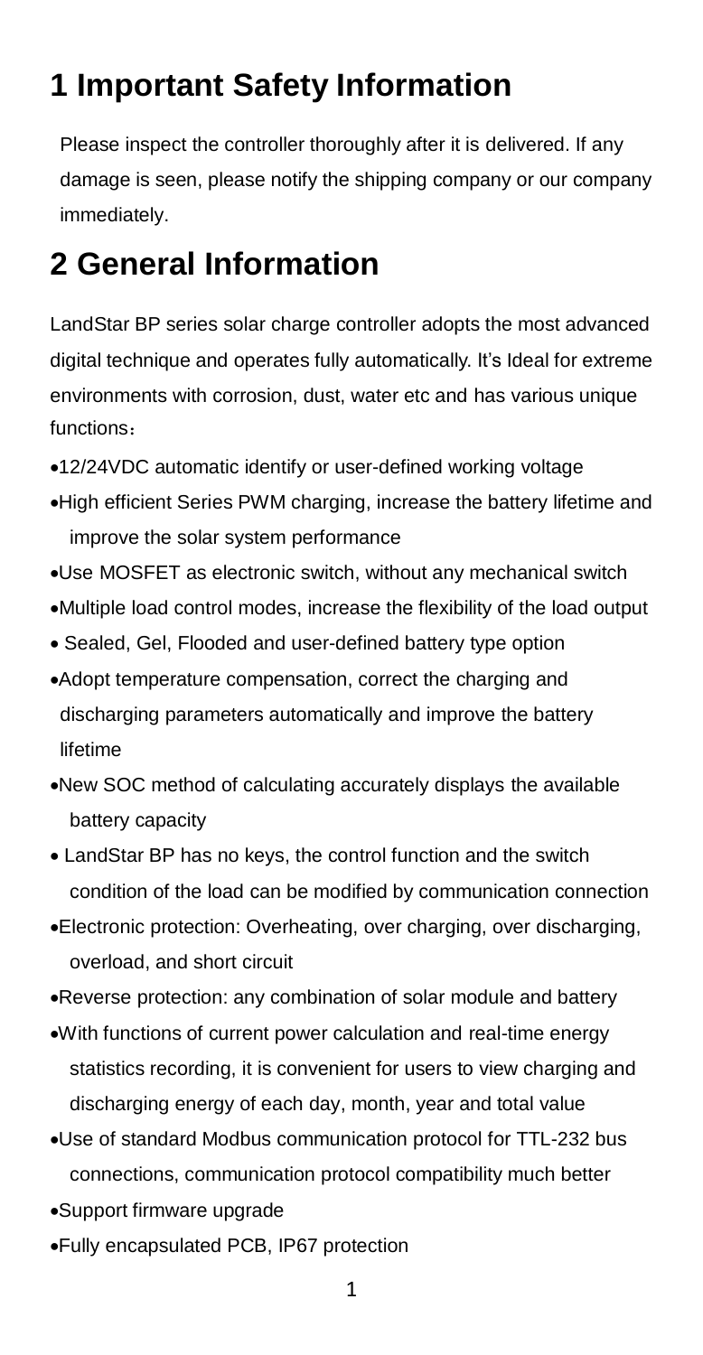# 1 Important Safety Information

Please inspect the controller thoroughly after it is delivered. If any damage is seen, please notify the shipping company or our company immediately.

# 2 General Information

LandStar BP series solar charge controller adopts the most advanced digital technique and operates fully automatically. It's Ideal for extreme environments with corrosion, dust, water etc and has various unique functions：

- 12/24VDC automatic identify or user-defined working voltage
- High efficient Series PWM charging, increase the battery lifetime and improve the solar system performance
- Use MOSFET as electronic switch, without any mechanical switch
- Multiple load control modes, increase the flexibility of the load output
- Sealed, Gel, Flooded and user-defined battery type option
- Adopt temperature compensation, correct the charging and discharging parameters automatically and improve the battery lifetime
- New SOC method of calculating accurately displays the available battery capacity
- LandStar BP has no keys, the control function and the switch condition of the load can be modified by communication connection
- Electronic protection: Overheating, over charging, over discharging, overload, and short circuit
- Reverse protection: any combination of solar module and battery
- With functions of current power calculation and real-time energy statistics recording, it is convenient for users to view charging and discharging energy of each day, month, year and total value
- Use of standard Modbus communication protocol for TTL-232 bus connections, communication protocol compatibility much better
- Support firmware upgrade
- Fully encapsulated PCB, IP67 protection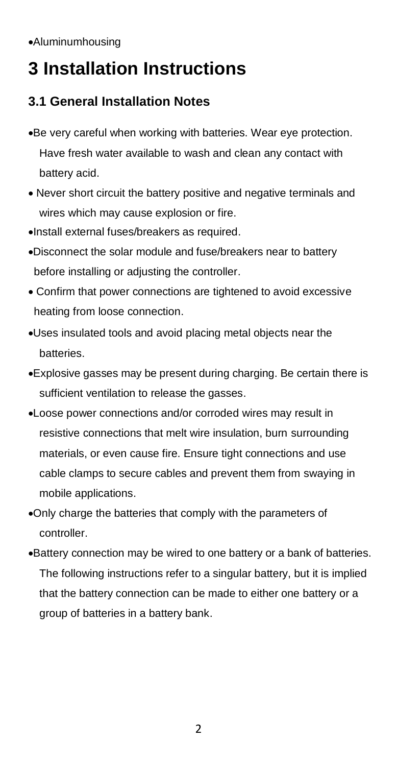- Aluminumhousing

# 3 Installation Instructions

## 3.1 General Installation Notes

- Be very careful when working with batteries. Wear eye protection. Have fresh water available to wash and clean any contact with battery acid.
- Never short circuit the battery positive and negative terminals and wires which may cause explosion or fire.
- Install external fuses/breakers as required.
- Disconnect the solar module and fuse/breakers near to battery before installing or adjusting the controller.
- Confirm that power connections are tightened to avoid excessive heating from loose connection.
- Uses insulated tools and avoid placing metal objects near the batteries.
- Explosive gasses may be present during charging. Be certain there is sufficient ventilation to release the gasses.
- Loose power connections and/or corroded wires may result in resistive connections that melt wire insulation, burn surrounding materials, or even cause fire. Ensure tight connections and use cable clamps to secure cables and prevent them from swaying in mobile applications.
- Only charge the batteries that comply with the parameters of controller.
- Battery connection may be wired to one battery or a bank of batteries. The following instructions refer to a singular battery, but it is implied that the battery connection can be made to either one battery or a group of batteries in a battery bank.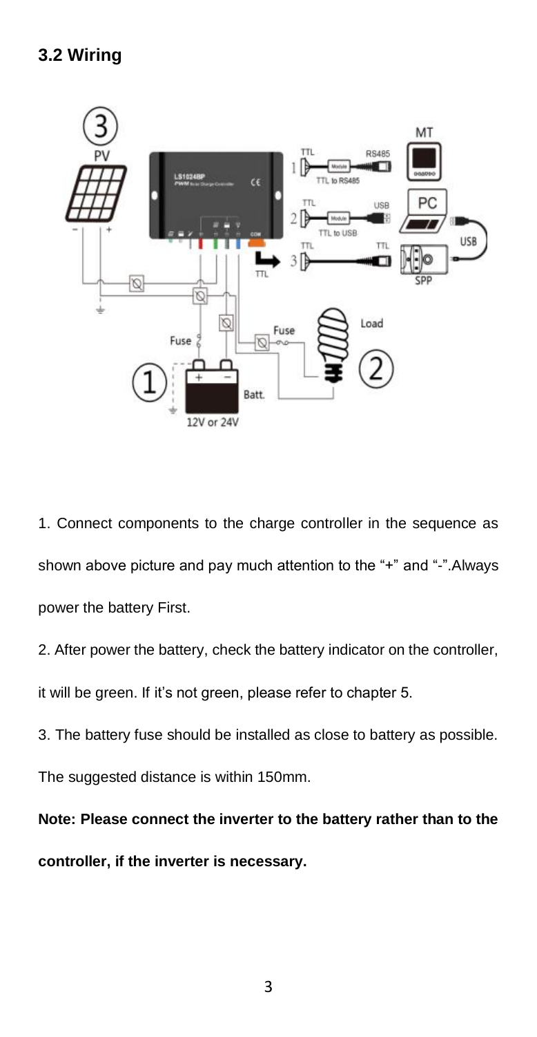### 3.2 Wiring

1. Connect components to the charge controller in the sequence as shown above picture and pay much attention to the "+" and "-".Always power the battery First.

2. After power the battery, check the battery indicator on the controller, it will be green. If it's not green, please refer to chapter 5.

3. The battery fuse should be installed as close to battery as possible. The suggested distance is within 150mm.

**Note: Please connect the inverter to the battery rather than to the controller, if the inverter is necessary.**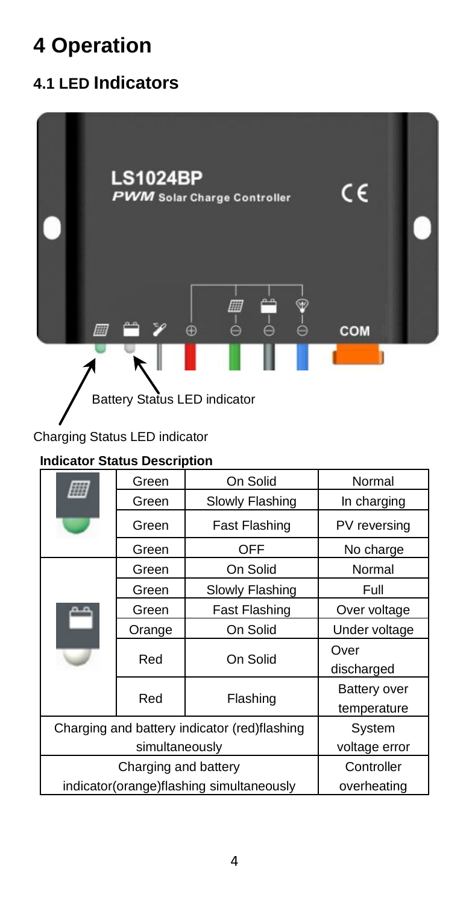# 4 Operation

## 4.1 LED Indicators

Battery Status LED indicator

Charging Status LED indicator

**Indicator Status Description**

| | | | |
|---|---|---|---|
| Charging Status LED | Green | On Solid | Normal |
| | Green | Slowly Flashing | In charging |
| | Green | Fast Flashing | PV reversing |
| | Green | OFF | No charge |
| Battery Status LED | Green | On Solid | Normal |
| | Green | Slowly Flashing | Full |
| | Green | Fast Flashing | Over voltage |
| | Orange | On Solid | Under voltage |
| | Red | On Solid | Over discharged |
| | Red | Flashing | Battery over temperature |
| Charging and battery indicator (red)flashing simultaneously | | | System voltage error |
| Charging and battery indicator(orange)flashing simultaneously | | | Controller overheating |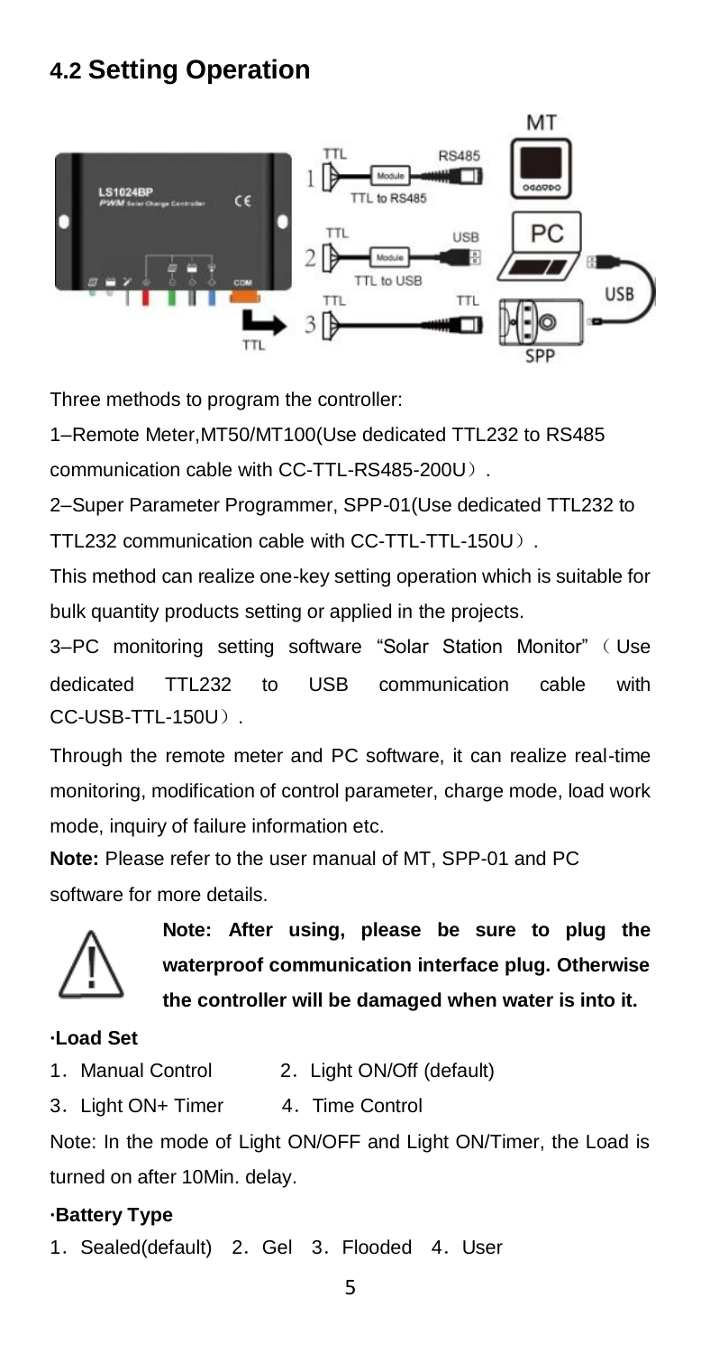## 4.2 Setting Operation

Three methods to program the controller:

1–Remote Meter,MT50/MT100(Use dedicated TTL232 to RS485 communication cable with CC-TTL-RS485-200U）.

2–Super Parameter Programmer, SPP-01(Use dedicated TTL232 to TTL232 communication cable with CC-TTL-TTL-150U）.

This method can realize one-key setting operation which is suitable for bulk quantity products setting or applied in the projects.

3–PC monitoring setting software "Solar Station Monitor"（Use dedicated TTL232 to USB communication cable with CC-USB-TTL-150U）.

Through the remote meter and PC software, it can realize real-time monitoring, modification of control parameter, charge mode, load work mode, inquiry of failure information etc.

**Note:** Please refer to the user manual of MT, SPP-01 and PC software for more details.

**Note: After using, please be sure to plug the waterproof communication interface plug. Otherwise the controller will be damaged when water is into it.**

**·Load Set**

1．Manual Control　　2．Light ON/Off (default)

3．Light ON+ Timer　　4．Time Control

Note: In the mode of Light ON/OFF and Light ON/Timer, the Load is turned on after 10Min. delay.

**·Battery Type**

1．Sealed(default)　2．Gel　3．Flooded　4．User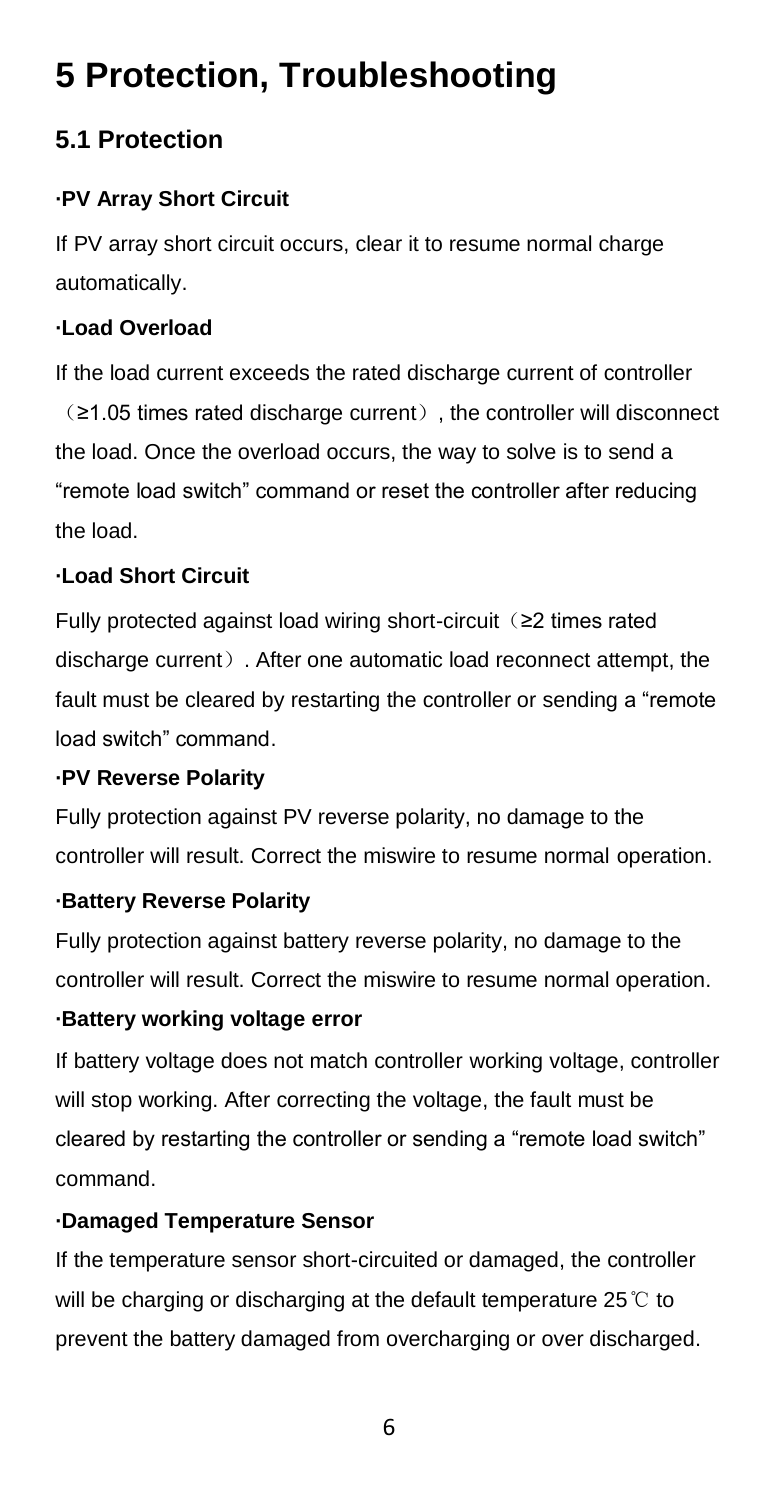# 5 Protection, Troubleshooting

## 5.1 Protection

**·PV Array Short Circuit**

If PV array short circuit occurs, clear it to resume normal charge automatically.

**·Load Overload**

If the load current exceeds the rated discharge current of controller （≥1.05 times rated discharge current）, the controller will disconnect the load. Once the overload occurs, the way to solve is to send a "remote load switch" command or reset the controller after reducing the load.

**·Load Short Circuit**

Fully protected against load wiring short-circuit（≥2 times rated discharge current）. After one automatic load reconnect attempt, the fault must be cleared by restarting the controller or sending a "remote load switch" command.

**·PV Reverse Polarity**

Fully protection against PV reverse polarity, no damage to the controller will result. Correct the miswire to resume normal operation.

**·Battery Reverse Polarity**

Fully protection against battery reverse polarity, no damage to the controller will result. Correct the miswire to resume normal operation.

**·Battery working voltage error**

If battery voltage does not match controller working voltage, controller will stop working. After correcting the voltage, the fault must be cleared by restarting the controller or sending a "remote load switch" command.

**·Damaged Temperature Sensor**

If the temperature sensor short-circuited or damaged, the controller will be charging or discharging at the default temperature 25℃ to prevent the battery damaged from overcharging or over discharged.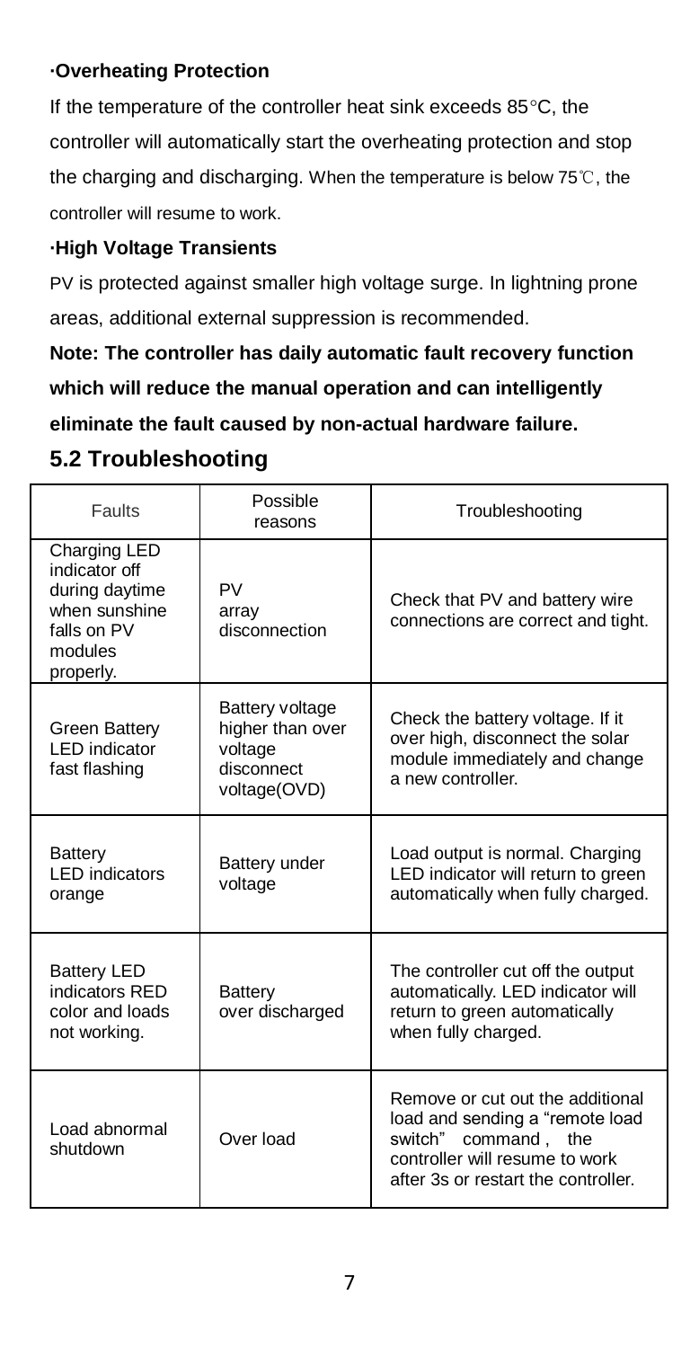**·Overheating Protection**

If the temperature of the controller heat sink exceeds 85°C, the controller will automatically start the overheating protection and stop the charging and discharging. When the temperature is below 75℃, the controller will resume to work.

**·High Voltage Transients**

PV is protected against smaller high voltage surge. In lightning prone areas, additional external suppression is recommended.

**Note: The controller has daily automatic fault recovery function which will reduce the manual operation and can intelligently eliminate the fault caused by non-actual hardware failure.**

## 5.2 Troubleshooting

| Faults | Possible reasons | Troubleshooting |
|---|---|---|
| Charging LED indicator off during daytime when sunshine falls on PV modules properly. | PV array disconnection | Check that PV and battery wire connections are correct and tight. |
| Green Battery LED indicator fast flashing | Battery voltage higher than over voltage disconnect voltage(OVD) | Check the battery voltage. If it over high, disconnect the solar module immediately and change a new controller. |
| Battery LED indicators orange | Battery under voltage | Load output is normal. Charging LED indicator will return to green automatically when fully charged. |
| Battery LED indicators RED color and loads not working. | Battery over discharged | The controller cut off the output automatically. LED indicator will return to green automatically when fully charged. |
| Load abnormal shutdown | Over load | Remove or cut out the additional load and sending a "remote load switch" command， the controller will resume to work after 3s or restart the controller. |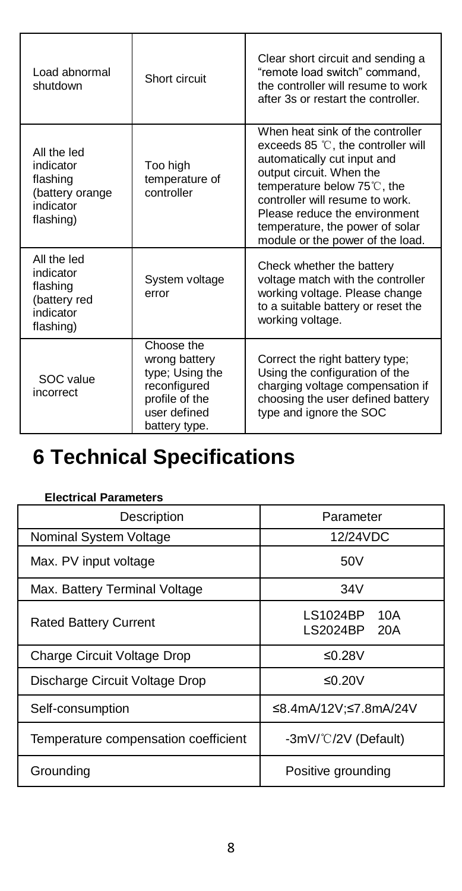| Load abnormal shutdown | Short circuit | Clear short circuit and sending a "remote load switch" command, the controller will resume to work after 3s or restart the controller. |
|---|---|---|
| All the led indicator flashing (battery orange indicator flashing) | Too high temperature of controller | When heat sink of the controller exceeds 85 ℃, the controller will automatically cut input and output circuit. When the temperature below 75℃, the controller will resume to work. Please reduce the environment temperature, the power of solar module or the power of the load. |
| All the led indicator flashing (battery red indicator flashing) | System voltage error | Check whether the battery voltage match with the controller working voltage. Please change to a suitable battery or reset the working voltage. |
| SOC value incorrect | Choose the wrong battery type; Using the reconfigured profile of the user defined battery type. | Correct the right battery type; Using the configuration of the charging voltage compensation if choosing the user defined battery type and ignore the SOC |

# 6 Technical Specifications

**Electrical Parameters**

| Description | Parameter |
|---|---|
| Nominal System Voltage | 12/24VDC |
| Max. PV input voltage | 50V |
| Max. Battery Terminal Voltage | 34V |
| Rated Battery Current | LS1024BP 10A<br>LS2024BP 20A |
| Charge Circuit Voltage Drop | ≤0.28V |
| Discharge Circuit Voltage Drop | ≤0.20V |
| Self-consumption | ≤8.4mA/12V;≤7.8mA/24V |
| Temperature compensation coefficient | -3mV/℃/2V (Default) |
| Grounding | Positive grounding |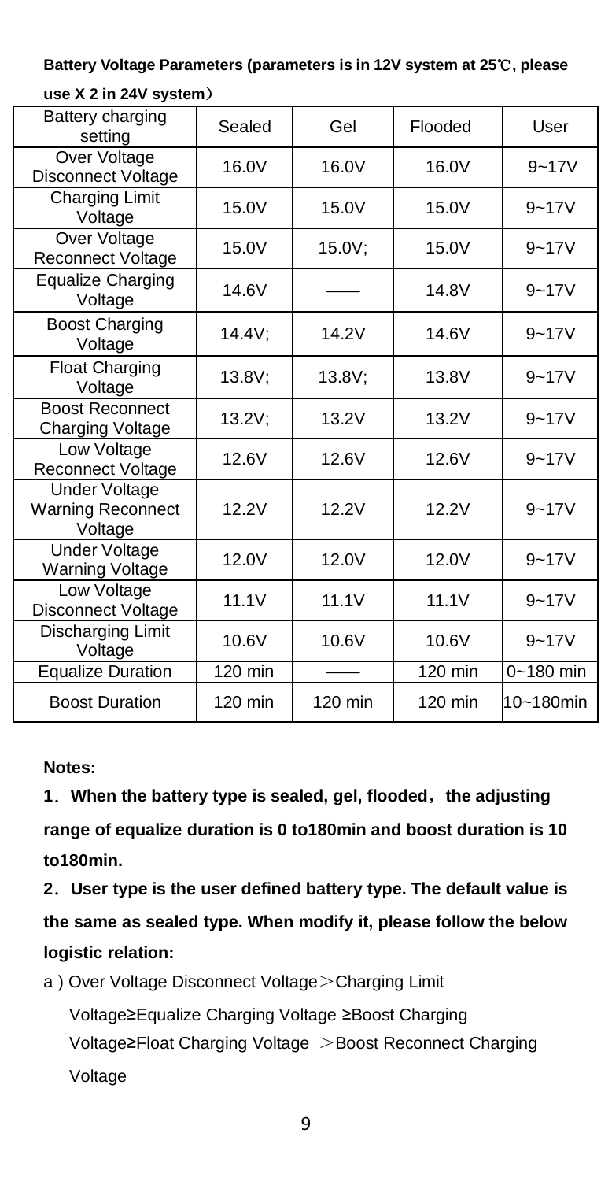**Battery Voltage Parameters (parameters is in 12V system at 25℃, please use X 2 in 24V system）**

| Battery charging setting | Sealed | Gel | Flooded | User |
|---|---|---|---|---|
| Over Voltage Disconnect Voltage | 16.0V | 16.0V | 16.0V | 9~17V |
| Charging Limit Voltage | 15.0V | 15.0V | 15.0V | 9~17V |
| Over Voltage Reconnect Voltage | 15.0V | 15.0V; | 15.0V | 9~17V |
| Equalize Charging Voltage | 14.6V | —— | 14.8V | 9~17V |
| Boost Charging Voltage | 14.4V; | 14.2V | 14.6V | 9~17V |
| Float Charging Voltage | 13.8V; | 13.8V; | 13.8V | 9~17V |
| Boost Reconnect Charging Voltage | 13.2V; | 13.2V | 13.2V | 9~17V |
| Low Voltage Reconnect Voltage | 12.6V | 12.6V | 12.6V | 9~17V |
| Under Voltage Warning Reconnect Voltage | 12.2V | 12.2V | 12.2V | 9~17V |
| Under Voltage Warning Voltage | 12.0V | 12.0V | 12.0V | 9~17V |
| Low Voltage Disconnect Voltage | 11.1V | 11.1V | 11.1V | 9~17V |
| Discharging Limit Voltage | 10.6V | 10.6V | 10.6V | 9~17V |
| Equalize Duration | 120 min | —— | 120 min | 0~180 min |
| Boost Duration | 120 min | 120 min | 120 min | 10~180min |

**Notes:**

**1．When the battery type is sealed, gel, flooded，the adjusting range of equalize duration is 0 to180min and boost duration is 10 to180min.**

**2．User type is the user defined battery type. The default value is the same as sealed type. When modify it, please follow the below logistic relation:**

a ) Over Voltage Disconnect Voltage＞Charging Limit Voltage≥Equalize Charging Voltage ≥Boost Charging Voltage≥Float Charging Voltage ＞Boost Reconnect Charging Voltage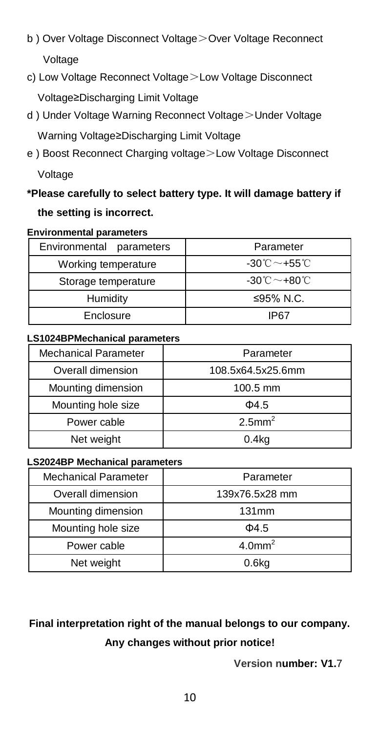b ) Over Voltage Disconnect Voltage＞Over Voltage Reconnect Voltage

c) Low Voltage Reconnect Voltage＞Low Voltage Disconnect Voltage≥Discharging Limit Voltage

d ) Under Voltage Warning Reconnect Voltage＞Under Voltage Warning Voltage≥Discharging Limit Voltage

e ) Boost Reconnect Charging voltage＞Low Voltage Disconnect Voltage

**\*Please carefully to select battery type. It will damage battery if the setting is incorrect.**

**Environmental parameters**

| Environmental parameters | Parameter |
|---|---|
| Working temperature | -30℃～+55℃ |
| Storage temperature | -30℃～+80℃ |
| Humidity | ≤95% N.C. |
| Enclosure | IP67 |

**LS1024BPMechanical parameters**

| Mechanical Parameter | Parameter |
|---|---|
| Overall dimension | 108.5x64.5x25.6mm |
| Mounting dimension | 100.5 mm |
| Mounting hole size | Φ4.5 |
| Power cable | 2.5mm$^2$ |
| Net weight | 0.4kg |

**LS2024BP Mechanical parameters**

| Mechanical Parameter | Parameter |
|---|---|
| Overall dimension | 139x76.5x28 mm |
| Mounting dimension | 131mm |
| Mounting hole size | Φ4.5 |
| Power cable | 4.0mm$^2$ |
| Net weight | 0.6kg |

**Final interpretation right of the manual belongs to our company.**

**Any changes without prior notice!**

**Version number: V1.**7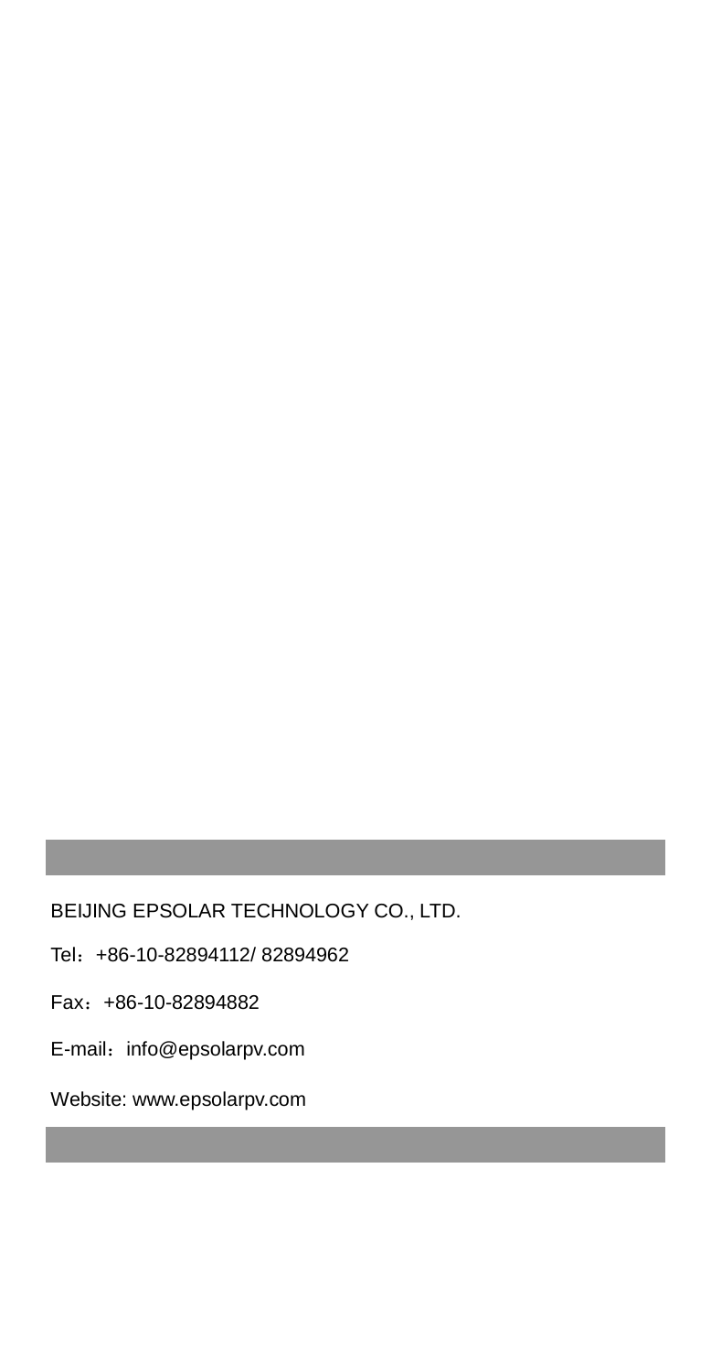BEIJING EPSOLAR TECHNOLOGY CO., LTD.

Tel：+86-10-82894112/ 82894962

Fax：+86-10-82894882

E-mail：info@epsolarpv.com

Website: www.epsolarpv.com